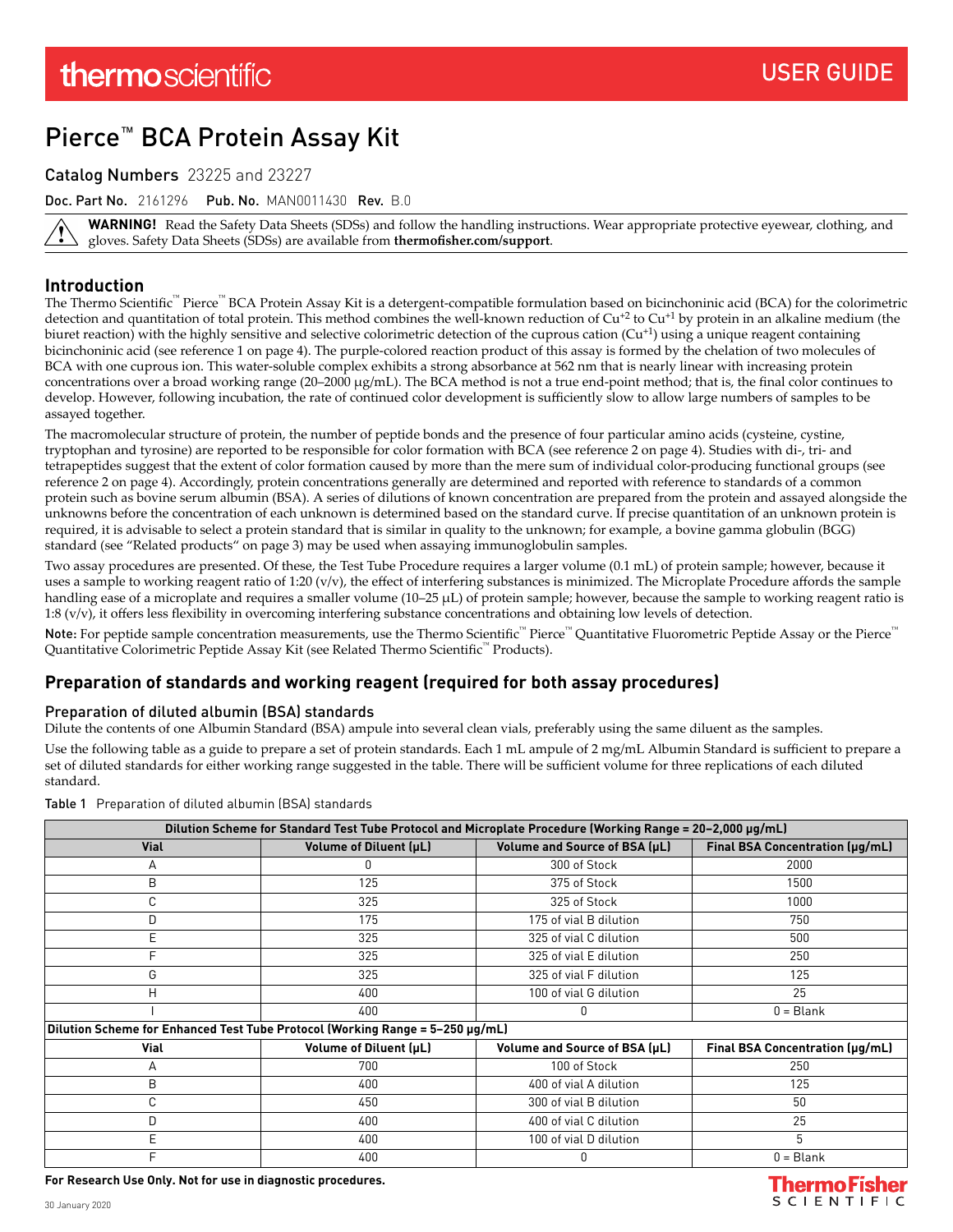# Pierce™ BCA Protein Assay Kit

**Catalog Numbers** 23225 and 23227

**Doc. Part No.** 2161296 **Pub. No.** MAN0011430 **Rev.** B.0

**WARNING!** Read the Safety Data Sheets (SDSs) and follow the handling instructions. Wear appropriate protective eyewear, clothing, and gloves. Safety Data Sheets (SDSs) are available from **thermofisher.com/support**.

## Introduction

The Thermo Scientific™ Pierce™ BCA Protein Assay Kit is a detergent-compatible formulation based on bicinchoninic acid (BCA) for the colorimetric detection and quantitation of total protein. This method combines the well-known reduction of $Cu^{+2}$ to $Cu^{+1}$ by protein in an alkaline medium (the biuret reaction) with the highly sensitive and selective colorimetric detection of the cuprous cation ($Cu^{+1}$) using a unique reagent containing bicinchoninic acid (see reference 1 on page 4). The purple-colored reaction product of this assay is formed by the chelation of two molecules of BCA with one cuprous ion. This water-soluble complex exhibits a strong absorbance at 562 nm that is nearly linear with increasing protein concentrations over a broad working range (20–2000 µg/mL). The BCA method is not a true end-point method; that is, the final color continues to develop. However, following incubation, the rate of continued color development is sufficiently slow to allow large numbers of samples to be assayed together.

The macromolecular structure of protein, the number of peptide bonds and the presence of four particular amino acids (cysteine, cystine, tryptophan and tyrosine) are reported to be responsible for color formation with BCA (see reference 2 on page 4). Studies with di-, tri- and tetrapeptides suggest that the extent of color formation caused by more than the mere sum of individual color-producing functional groups (see reference 2 on page 4). Accordingly, protein concentrations generally are determined and reported with reference to standards of a common protein such as bovine serum albumin (BSA). A series of dilutions of known concentration are prepared from the protein and assayed alongside the unknowns before the concentration of each unknown is determined based on the standard curve. If precise quantitation of an unknown protein is required, it is advisable to select a protein standard that is similar in quality to the unknown; for example, a bovine gamma globulin (BGG) standard (see "Related products" on page 3) may be used when assaying immunoglobulin samples.

Two assay procedures are presented. Of these, the Test Tube Procedure requires a larger volume (0.1 mL) of protein sample; however, because it uses a sample to working reagent ratio of 1:20 (v/v), the effect of interfering substances is minimized. The Microplate Procedure affords the sample handling ease of a microplate and requires a smaller volume (10–25 µL) of protein sample; however, because the sample to working reagent ratio is 1:8 (v/v), it offers less flexibility in overcoming interfering substance concentrations and obtaining low levels of detection.

Note: For peptide sample concentration measurements, use the Thermo Scientific™ Pierce™ Quantitative Fluorometric Peptide Assay or the Pierce™ Quantitative Colorimetric Peptide Assay Kit (see Related Thermo Scientific™ Products).

## Preparation of standards and working reagent (required for both assay procedures)

### Preparation of diluted albumin (BSA) standards

Dilute the contents of one Albumin Standard (BSA) ampule into several clean vials, preferably using the same diluent as the samples.

Use the following table as a guide to prepare a set of protein standards. Each 1 mL ampule of 2 mg/mL Albumin Standard is sufficient to prepare a set of diluted standards for either working range suggested in the table. There will be sufficient volume for three replications of each diluted standard.

Table 1 Preparation of diluted albumin (BSA) standards

| Dilution Scheme for Standard Test Tube Protocol and Microplate Procedure (Working Range = 20–2,000 µg/mL) | | | |
|---|---|---|---|
| **Vial** | **Volume of Diluent (µL)** | **Volume and Source of BSA (µL)** | **Final BSA Concentration (µg/mL)** |
| A | 0 | 300 of Stock | 2000 |
| B | 125 | 375 of Stock | 1500 |
| C | 325 | 325 of Stock | 1000 |
| D | 175 | 175 of vial B dilution | 750 |
| E | 325 | 325 of vial C dilution | 500 |
| F | 325 | 325 of vial E dilution | 250 |
| G | 325 | 325 of vial F dilution | 125 |
| H | 400 | 100 of vial G dilution | 25 |
| I | 400 | 0 | 0 = Blank |
| **Dilution Scheme for Enhanced Test Tube Protocol (Working Range = 5–250 µg/mL)** | | | |
| **Vial** | **Volume of Diluent (µL)** | **Volume and Source of BSA (µL)** | **Final BSA Concentration (µg/mL)** |
| A | 700 | 100 of Stock | 250 |
| B | 400 | 400 of vial A dilution | 125 |
| C | 450 | 300 of vial B dilution | 50 |
| D | 400 | 400 of vial C dilution | 25 |
| E | 400 | 100 of vial D dilution | 5 |
| F | 400 | 0 | 0 = Blank |

**For Research Use Only. Not for use in diagnostic procedures.**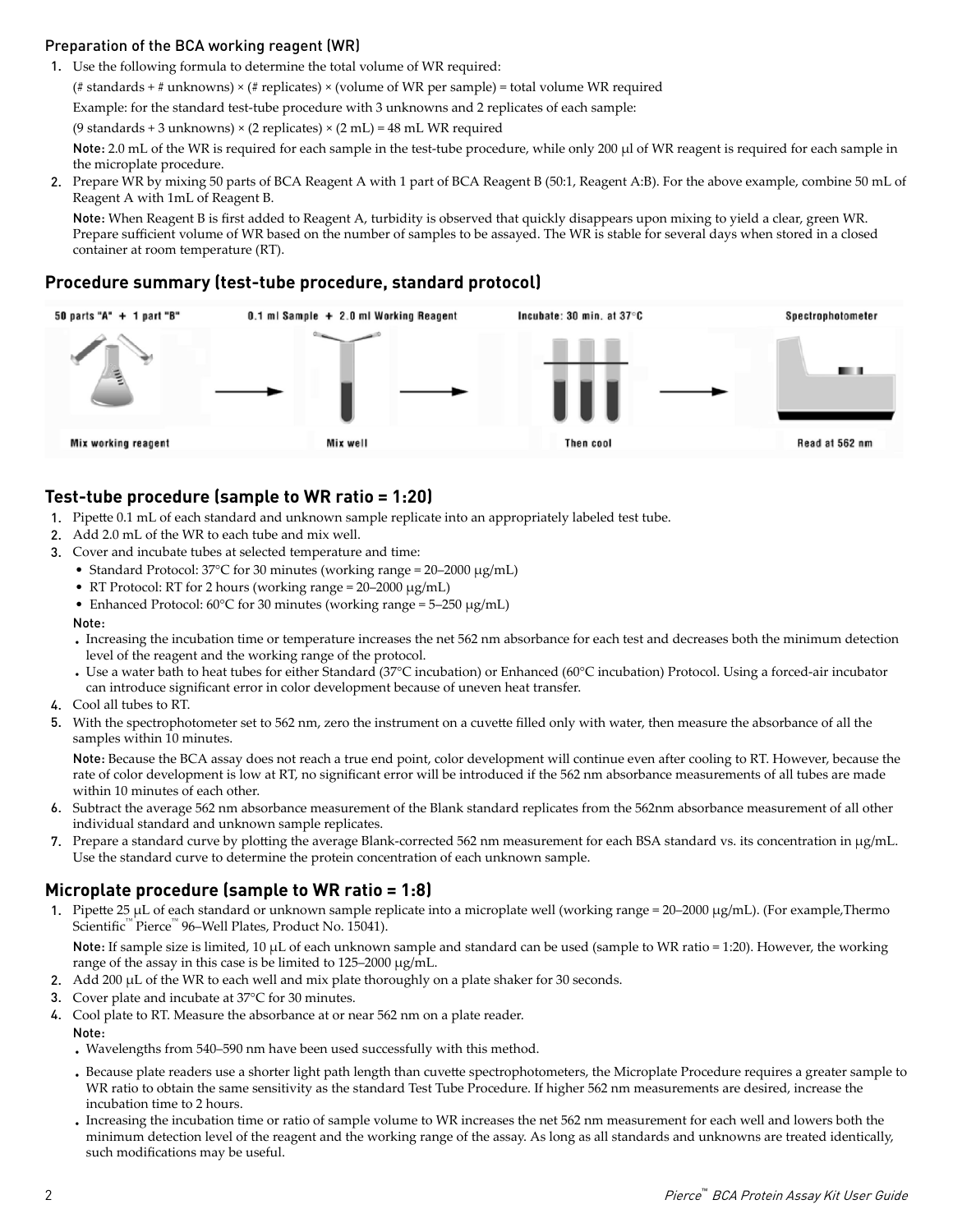### Preparation of the BCA working reagent (WR)

1. Use the following formula to determine the total volume of WR required:

   (# standards + # unknowns) × (# replicates) × (volume of WR per sample) = total volume WR required

   Example: for the standard test-tube procedure with 3 unknowns and 2 replicates of each sample:

   (9 standards + 3 unknowns) × (2 replicates) × (2 mL) = 48 mL WR required

   Note: 2.0 mL of the WR is required for each sample in the test-tube procedure, while only 200 µl of WR reagent is required for each sample in the microplate procedure.

2. Prepare WR by mixing 50 parts of BCA Reagent A with 1 part of BCA Reagent B (50:1, Reagent A:B). For the above example, combine 50 mL of Reagent A with 1mL of Reagent B.

   Note: When Reagent B is first added to Reagent A, turbidity is observed that quickly disappears upon mixing to yield a clear, green WR. Prepare sufficient volume of WR based on the number of samples to be assayed. The WR is stable for several days when stored in a closed container at room temperature (RT).

## Procedure summary (test-tube procedure, standard protocol)

50 parts "A" + 1 part "B"

Mix working reagent

0.1 ml Sample + 2.0 ml Working Reagent

Mix well

Incubate: 30 min. at 37°C

Then cool

Spectrophotometer

Read at 562 nm

## Test-tube procedure (sample to WR ratio = 1:20)

1. Pipette 0.1 mL of each standard and unknown sample replicate into an appropriately labeled test tube.
2. Add 2.0 mL of the WR to each tube and mix well.
3. Cover and incubate tubes at selected temperature and time:
   - Standard Protocol: 37°C for 30 minutes (working range = 20–2000 µg/mL)
   - RT Protocol: RT for 2 hours (working range = 20–2000 µg/mL)
   - Enhanced Protocol: 60°C for 30 minutes (working range = 5–250 µg/mL)

   Note:

   - Increasing the incubation time or temperature increases the net 562 nm absorbance for each test and decreases both the minimum detection level of the reagent and the working range of the protocol.
   - Use a water bath to heat tubes for either Standard (37°C incubation) or Enhanced (60°C incubation) Protocol. Using a forced-air incubator can introduce significant error in color development because of uneven heat transfer.
4. Cool all tubes to RT.
5. With the spectrophotometer set to 562 nm, zero the instrument on a cuvette filled only with water, then measure the absorbance of all the samples within 10 minutes.

   Note: Because the BCA assay does not reach a true end point, color development will continue even after cooling to RT. However, because the rate of color development is low at RT, no significant error will be introduced if the 562 nm absorbance measurements of all tubes are made within 10 minutes of each other.
6. Subtract the average 562 nm absorbance measurement of the Blank standard replicates from the 562nm absorbance measurement of all other individual standard and unknown sample replicates.
7. Prepare a standard curve by plotting the average Blank-corrected 562 nm measurement for each BSA standard vs. its concentration in µg/mL. Use the standard curve to determine the protein concentration of each unknown sample.

## Microplate procedure (sample to WR ratio = 1:8)

1. Pipette 25 µL of each standard or unknown sample replicate into a microplate well (working range = 20–2000 µg/mL). (For example,Thermo Scientific™ Pierce™ 96–Well Plates, Product No. 15041).

   Note: If sample size is limited, 10 µL of each unknown sample and standard can be used (sample to WR ratio = 1:20). However, the working range of the assay in this case is be limited to 125–2000 µg/mL.
2. Add 200 µL of the WR to each well and mix plate thoroughly on a plate shaker for 30 seconds.
3. Cover plate and incubate at 37°C for 30 minutes.
4. Cool plate to RT. Measure the absorbance at or near 562 nm on a plate reader.

   Note:

   - Wavelengths from 540–590 nm have been used successfully with this method.
   - Because plate readers use a shorter light path length than cuvette spectrophotometers, the Microplate Procedure requires a greater sample to WR ratio to obtain the same sensitivity as the standard Test Tube Procedure. If higher 562 nm measurements are desired, increase the incubation time to 2 hours.
   - Increasing the incubation time or ratio of sample volume to WR increases the net 562 nm measurement for each well and lowers both the minimum detection level of the reagent and the working range of the assay. As long as all standards and unknowns are treated identically, such modifications may be useful.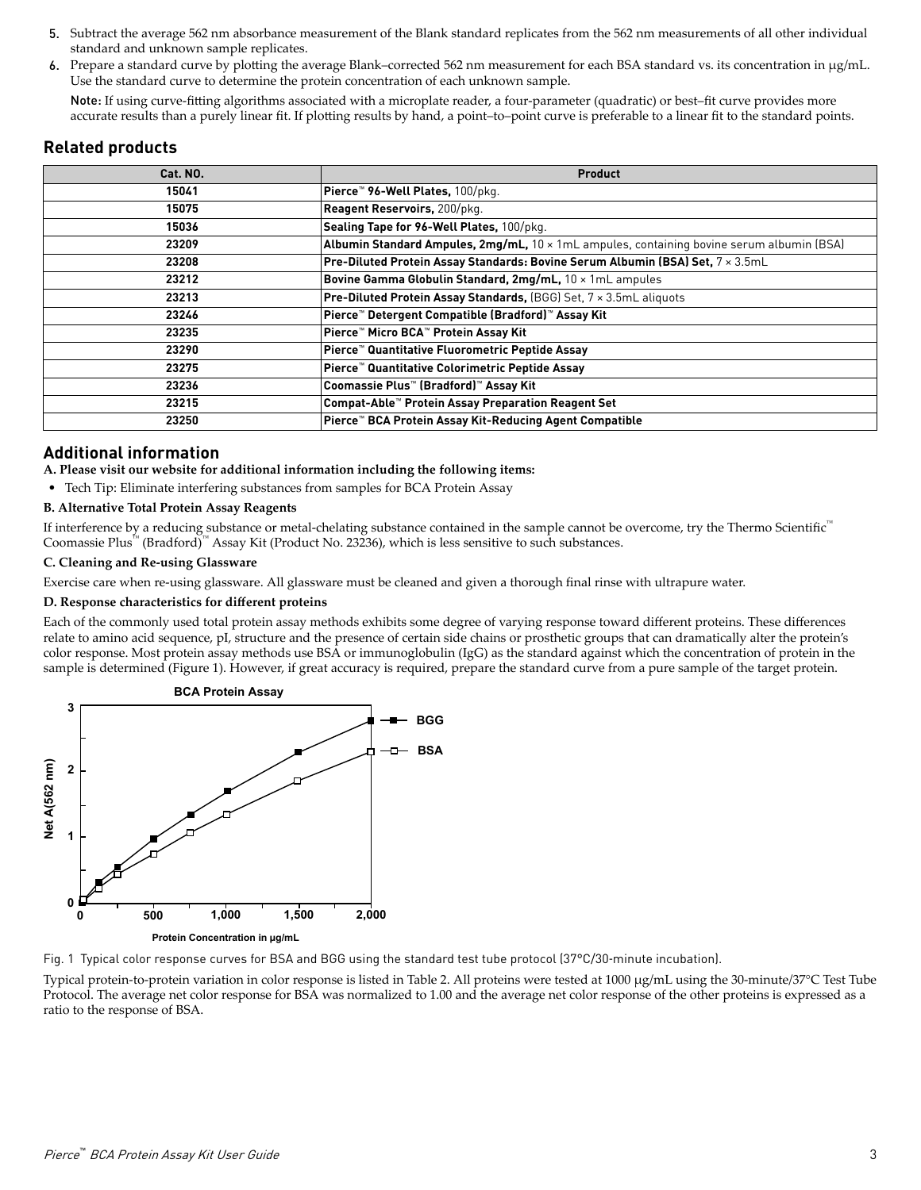5. Subtract the average 562 nm absorbance measurement of the Blank standard replicates from the 562 nm measurements of all other individual standard and unknown sample replicates.
6. Prepare a standard curve by plotting the average Blank–corrected 562 nm measurement for each BSA standard vs. its concentration in µg/mL. Use the standard curve to determine the protein concentration of each unknown sample.

   **Note:** If using curve-fitting algorithms associated with a microplate reader, a four-parameter (quadratic) or best–fit curve provides more accurate results than a purely linear fit. If plotting results by hand, a point–to–point curve is preferable to a linear fit to the standard points.

## Related products

| Cat. NO. | Product |
|---|---|
| 15041 | **Pierce™ 96-Well Plates,** 100/pkg. |
| 15075 | **Reagent Reservoirs,** 200/pkg. |
| 15036 | **Sealing Tape for 96-Well Plates,** 100/pkg. |
| 23209 | **Albumin Standard Ampules, 2mg/mL,** 10 × 1mL ampules, containing bovine serum albumin (BSA) |
| 23208 | **Pre-Diluted Protein Assay Standards: Bovine Serum Albumin (BSA) Set,** 7 × 3.5mL |
| 23212 | **Bovine Gamma Globulin Standard, 2mg/mL,** 10 × 1mL ampules |
| 23213 | **Pre-Diluted Protein Assay Standards,** (BGG) Set, 7 × 3.5mL aliquots |
| 23246 | **Pierce™ Detergent Compatible (Bradford)™ Assay Kit** |
| 23235 | **Pierce™ Micro BCA™ Protein Assay Kit** |
| 23290 | **Pierce™ Quantitative Fluorometric Peptide Assay** |
| 23275 | **Pierce™ Quantitative Colorimetric Peptide Assay** |
| 23236 | **Coomassie Plus™ (Bradford)™ Assay Kit** |
| 23215 | **Compat-Able™ Protein Assay Preparation Reagent Set** |
| 23250 | **Pierce™ BCA Protein Assay Kit-Reducing Agent Compatible** |

## Additional information

**A. Please visit our website for additional information including the following items:**

- Tech Tip: Eliminate interfering substances from samples for BCA Protein Assay

**B. Alternative Total Protein Assay Reagents**

If interference by a reducing substance or metal-chelating substance contained in the sample cannot be overcome, try the Thermo Scientific™ Coomassie Plus™ (Bradford)™ Assay Kit (Product No. 23236), which is less sensitive to such substances.

**C. Cleaning and Re-using Glassware**

Exercise care when re-using glassware. All glassware must be cleaned and given a thorough final rinse with ultrapure water.

**D. Response characteristics for different proteins**

Each of the commonly used total protein assay methods exhibits some degree of varying response toward different proteins. These differences relate to amino acid sequence, pI, structure and the presence of certain side chains or prosthetic groups that can dramatically alter the protein's color response. Most protein assay methods use BSA or immunoglobulin (IgG) as the standard against which the concentration of protein in the sample is determined (Figure 1). However, if great accuracy is required, prepare the standard curve from a pure sample of the target protein.

BCA Protein Assay

Net A(562 nm)

0
1
2
3

0
500
1,000
1,500
2,000

Protein Concentration in µg/mL

BGG
BSA

Fig. 1 Typical color response curves for BSA and BGG using the standard test tube protocol (37°C/30-minute incubation).

Typical protein-to-protein variation in color response is listed in Table 2. All proteins were tested at 1000 µg/mL using the 30-minute/37°C Test Tube Protocol. The average net color response for BSA was normalized to 1.00 and the average net color response of the other proteins is expressed as a ratio to the response of BSA.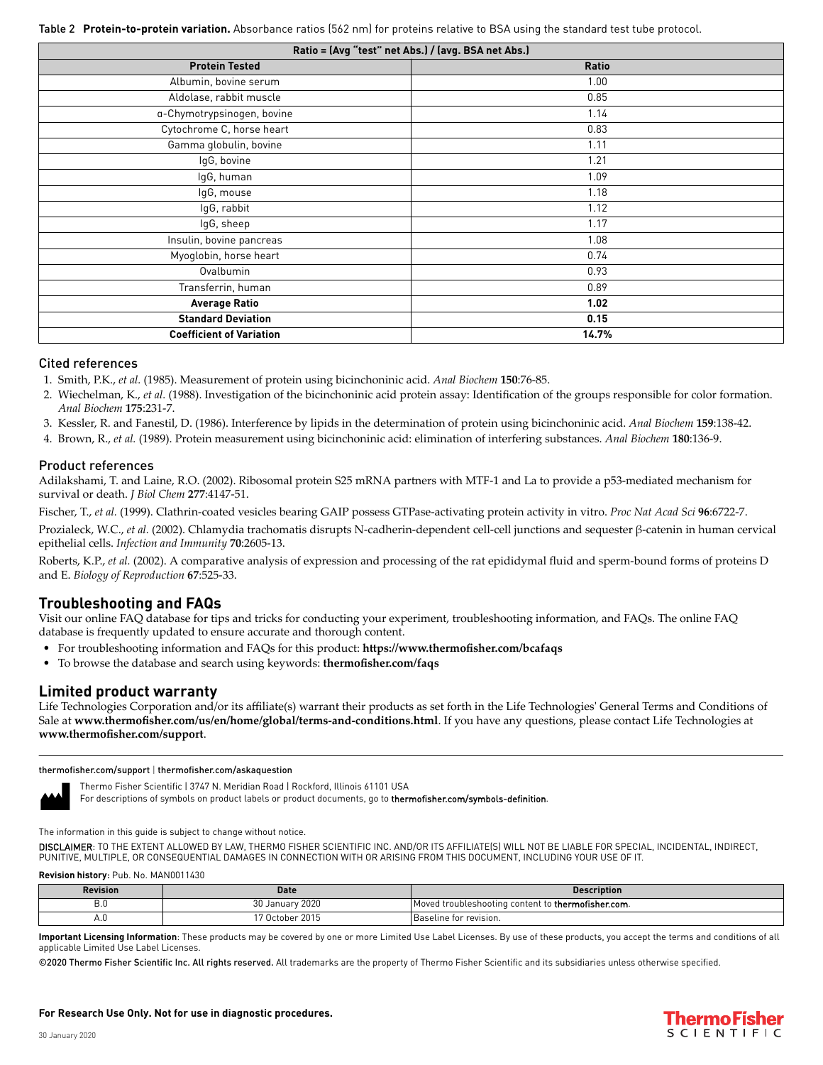Table 2 **Protein-to-protein variation.** Absorbance ratios (562 nm) for proteins relative to BSA using the standard test tube protocol.

| Ratio = (Avg "test" net Abs.) / (avg. BSA net Abs.) | |
|---|---|
| **Protein Tested** | **Ratio** |
| Albumin, bovine serum | 1.00 |
| Aldolase, rabbit muscle | 0.85 |
| α-Chymotrypsinogen, bovine | 1.14 |
| Cytochrome C, horse heart | 0.83 |
| Gamma globulin, bovine | 1.11 |
| IgG, bovine | 1.21 |
| IgG, human | 1.09 |
| IgG, mouse | 1.18 |
| IgG, rabbit | 1.12 |
| IgG, sheep | 1.17 |
| Insulin, bovine pancreas | 1.08 |
| Myoglobin, horse heart | 0.74 |
| Ovalbumin | 0.93 |
| Transferrin, human | 0.89 |
| **Average Ratio** | **1.02** |
| **Standard Deviation** | **0.15** |
| **Coefficient of Variation** | **14.7%** |

### Cited references

1. Smith, P.K., *et al.* (1985). Measurement of protein using bicinchoninic acid. *Anal Biochem* **150**:76-85.
2. Wiechelman, K., *et al.* (1988). Investigation of the bicinchoninic acid protein assay: Identification of the groups responsible for color formation. *Anal Biochem* **175**:231-7.
3. Kessler, R. and Fanestil, D. (1986). Interference by lipids in the determination of protein using bicinchoninic acid. *Anal Biochem* **159**:138-42.
4. Brown, R., *et al.* (1989). Protein measurement using bicinchoninic acid: elimination of interfering substances. *Anal Biochem* **180**:136-9.

### Product references

Adilakshami, T. and Laine, R.O. (2002). Ribosomal protein S25 mRNA partners with MTF-1 and La to provide a p53-mediated mechanism for survival or death. *J Biol Chem* **277**:4147-51.

Fischer, T., *et al.* (1999). Clathrin-coated vesicles bearing GAIP possess GTPase-activating protein activity in vitro. *Proc Nat Acad Sci* **96**:6722-7.

Prozialeck, W.C., *et al.* (2002). Chlamydia trachomatis disrupts N-cadherin-dependent cell-cell junctions and sequester β-catenin in human cervical epithelial cells. *Infection and Immunity* **70**:2605-13.

Roberts, K.P., *et al.* (2002). A comparative analysis of expression and processing of the rat epididymal fluid and sperm-bound forms of proteins D and E. *Biology of Reproduction* **67**:525-33.

## Troubleshooting and FAQs

Visit our online FAQ database for tips and tricks for conducting your experiment, troubleshooting information, and FAQs. The online FAQ database is frequently updated to ensure accurate and thorough content.

- For troubleshooting information and FAQs for this product: **https://www.thermofisher.com/bcafaqs**
- To browse the database and search using keywords: **thermofisher.com/faqs**

## Limited product warranty

Life Technologies Corporation and/or its affiliate(s) warrant their products as set forth in the Life Technologies' General Terms and Conditions of Sale at **www.thermofisher.com/us/en/home/global/terms-and-conditions.html**. If you have any questions, please contact Life Technologies at **www.thermofisher.com/support**.

thermofisher.com/support | thermofisher.com/askaquestion

Thermo Fisher Scientific | 3747 N. Meridian Road | Rockford, Illinois 61101 USA
For descriptions of symbols on product labels or product documents, go to thermofisher.com/symbols-definition.

The information in this guide is subject to change without notice.

DISCLAIMER: TO THE EXTENT ALLOWED BY LAW, THERMO FISHER SCIENTIFIC INC. AND/OR ITS AFFILIATE(S) WILL NOT BE LIABLE FOR SPECIAL, INCIDENTAL, INDIRECT, PUNITIVE, MULTIPLE, OR CONSEQUENTIAL DAMAGES IN CONNECTION WITH OR ARISING FROM THIS DOCUMENT, INCLUDING YOUR USE OF IT.

**Revision history:** Pub. No. MAN0011430

| Revision | Date | Description |
|---|---|---|
| B.0 | 30 January 2020 | Moved troubleshooting content to **thermofisher.com**. |
| A.0 | 17 October 2015 | Baseline for revision. |

**Important Licensing Information**: These products may be covered by one or more Limited Use Label Licenses. By use of these products, you accept the terms and conditions of all applicable Limited Use Label Licenses.

©2020 Thermo Fisher Scientific Inc. All rights reserved. All trademarks are the property of Thermo Fisher Scientific and its subsidiaries unless otherwise specified.

**For Research Use Only. Not for use in diagnostic procedures.**

30 January 2020